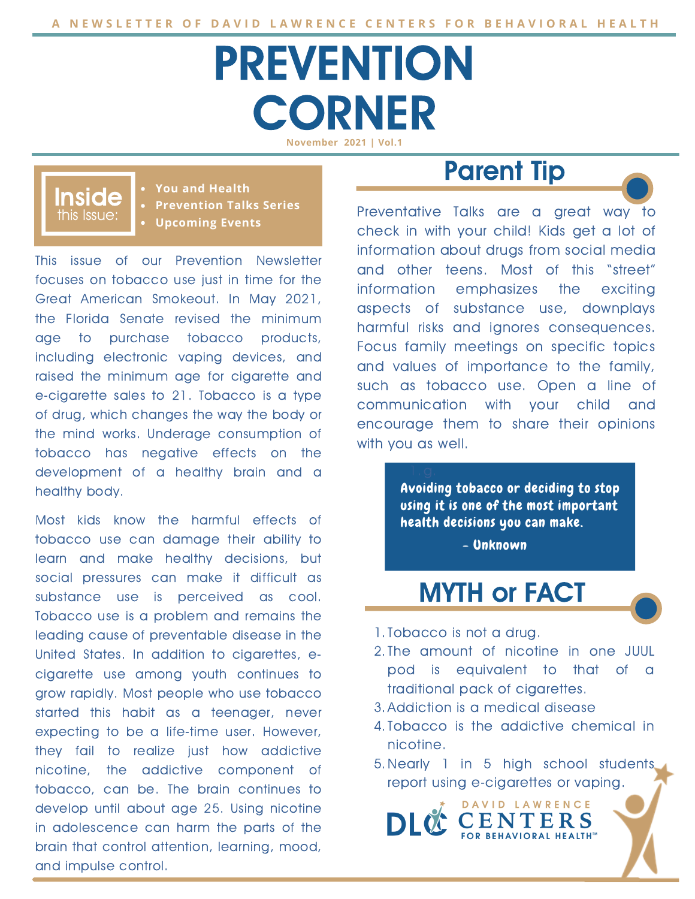A NEWSLETTER OF DAVID LAWRENCE CENTERS FOR BEHAVIORAL HEALTH

# PREVENTION CORNER

November 2021 | Vol.1

**Inside this Issue:**

- You and Health
- Prevention Talks Series
- Upcoming Events

This issue of our Prevention Newsletter focuses on tobacco use just in time for the Great American Smokeout. In May 2021, the Florida Senate revised the minimum age to purchase tobacco products, including electronic vaping devices, and raised the minimum age for cigarette and e-cigarette sales to 21. Tobacco is a type of drug, which changes the way the body or the mind works. Underage consumption of tobacco has negative effects on the development of a healthy brain and a healthy body.

Most kids know the harmful effects of tobacco use can damage their ability to learn and make healthy decisions, but social pressures can make it difficult as substance use is perceived as cool. Tobacco use is a problem and remains the leading cause of preventable disease in the United States. In addition to cigarettes, e-cigarette use among youth continues to grow rapidly. Most people who use tobacco started this habit as a teenager, never expecting to be a life-time user. However, they fail to realize just how addictive nicotine, the addictive component of tobacco, can be. The brain continues to develop until about age 25. Using nicotine in adolescence can harm the parts of the brain that control attention, learning, mood, and impulse control.

## Parent Tip

Preventative Talks are a great way to check in with your child! Kids get a lot of information about drugs from social media and other teens. Most of this "street" information emphasizes the exciting aspects of substance use, downplays harmful risks and ignores consequences. Focus family meetings on specific topics and values of importance to the family, such as tobacco use. Open a line of communication with your child and encourage them to share their opinions with you as well.

> **Avoiding tobacco or deciding to stop using it is one of the most important health decisions you can make.**
>
> **- Unknown**

## MYTH or FACT

1. Tobacco is not a drug.
2. The amount of nicotine in one JUUL pod is equivalent to that of a traditional pack of cigarettes.
3. Addiction is a medical disease
4. Tobacco is the addictive chemical in nicotine.
5. Nearly 1 in 5 high school students report using e-cigarettes or vaping.

DLC DAVID LAWRENCE CENTERS FOR BEHAVIORAL HEALTH™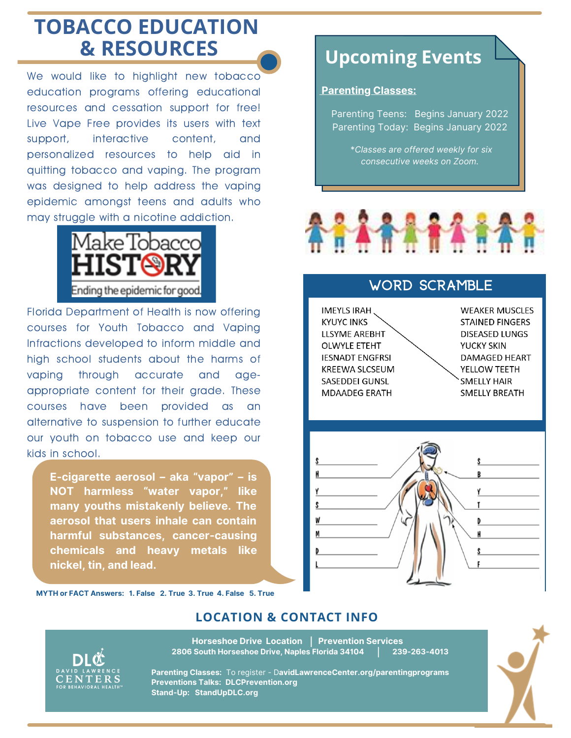# TOBACCO EDUCATION & RESOURCES

We would like to highlight new tobacco education programs offering educational resources and cessation support for free! Live Vape Free provides its users with text support, interactive content, and personalized resources to help aid in quitting tobacco and vaping. The program was designed to help address the vaping epidemic amongst teens and adults who may struggle with a nicotine addiction.

Make Tobacco HISTORY
Ending the epidemic for good.

Florida Department of Health is now offering courses for Youth Tobacco and Vaping Infractions developed to inform middle and high school students about the harms of vaping through accurate and age-appropriate content for their grade. These courses have been provided as an alternative to suspension to further educate our youth on tobacco use and keep our kids in school.

**E-cigarette aerosol – aka "vapor" – is NOT harmless "water vapor," like many youths mistakenly believe. The aerosol that users inhale can contain harmful substances, cancer-causing chemicals and heavy metals like nickel, tin, and lead.**

**MYTH or FACT Answers: 1. False 2. True 3. True 4. False 5. True**

## Upcoming Events

**Parenting Classes:**

Parenting Teens: Begins January 2022
Parenting Today: Begins January 2022

*\*Classes are offered weekly for six consecutive weeks on Zoom.*

## WORD SCRAMBLE

| | |
|---|---|
| IMEYLS IRAH | WEAKER MUSCLES |
| KYUYC INKS | STAINED FINGERS |
| LLSYME AREBHT | DISEASED LUNGS |
| OLWYLE ETEHT | YUCKY SKIN |
| IESNADT ENGFRSI | DAMAGED HEART |
| KREEWA SLCSEUM | YELLOW TEETH |
| SASEDDEI GUNSL | SMELLY HAIR |
| MDAADEG ERATH | SMELLY BREATH |

S ____ S ____
H ____ B ____
Y ____ Y ____
S ____ T ____
W ____ D ____
M ____ H ____
D ____ S ____
L ____ F ____

## LOCATION & CONTACT INFO

**Horseshoe Drive Location | Prevention Services**
**2806 South Horseshoe Drive, Naples Florida 34104 | 239-263-4013**

**Parenting Classes:** To register - **DavidLawrenceCenter.org/parentingprograms**
**Preventions Talks: DLCPrevention.org**
**Stand-Up: StandUpDLC.org**

DLC DAVID LAWRENCE CENTERS FOR BEHAVIORAL HEALTH